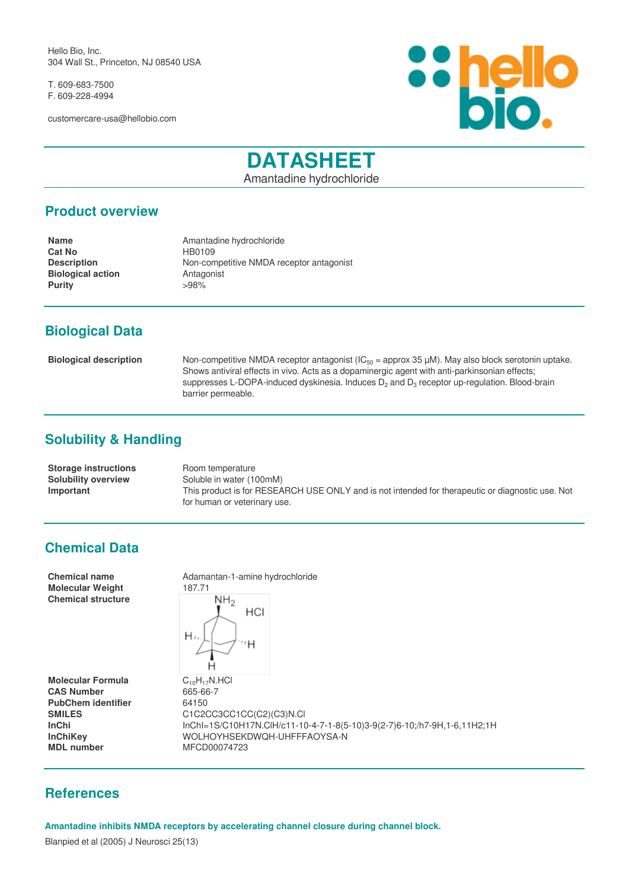Hello Bio, Inc.
304 Wall St., Princeton, NJ 08540 USA

T. 609-683-7500
F. 609-228-4994

customercare-usa@hellobio.com

# DATASHEET

Amantadine hydrochloride

## Product overview

| | |
|---|---|
| **Name** | Amantadine hydrochloride |
| **Cat No** | HB0109 |
| **Description** | Non-competitive NMDA receptor antagonist |
| **Biological action** | Antagonist |
| **Purity** | >98% |

## Biological Data

| | |
|---|---|
| **Biological description** | Non-competitive NMDA receptor antagonist ($IC_{50}$ = approx 35 µM). May also block serotonin uptake. Shows antiviral effects in vivo. Acts as a dopaminergic agent with anti-parkinsonian effects; suppresses L-DOPA-induced dyskinesia. Induces $D_2$ and $D_3$ receptor up-regulation. Blood-brain barrier permeable. |

## Solubility & Handling

| | |
|---|---|
| **Storage instructions** | Room temperature |
| **Solubility overview** | Soluble in water (100mM) |
| **Important** | This product is for RESEARCH USE ONLY and is not intended for therapeutic or diagnostic use. Not for human or veterinary use. |

## Chemical Data

| | |
|---|---|
| **Chemical name** | Adamantan-1-amine hydrochloride |
| **Molecular Weight** | 187.71 |
| **Chemical structure** | |
| **Molecular Formula** | $C_{10}H_{17}N.HCl$ |
| **CAS Number** | 665-66-7 |
| **PubChem identifier** | 64150 |
| **SMILES** | C1C2CC3CC1CC(C2)(C3)N.Cl |
| **InChi** | InChI=1S/C10H17N.ClH/c11-10-4-7-1-8(5-10)3-9(2-7)6-10;/h7-9H,1-6,11H2;1H |
| **InChiKey** | WOLHOYHSEKDWQH-UHFFFAOYSA-N |
| **MDL number** | MFCD00074723 |

## References

**Amantadine inhibits NMDA receptors by accelerating channel closure during channel block.**

Blanpied et al (2005) J Neurosci 25(13)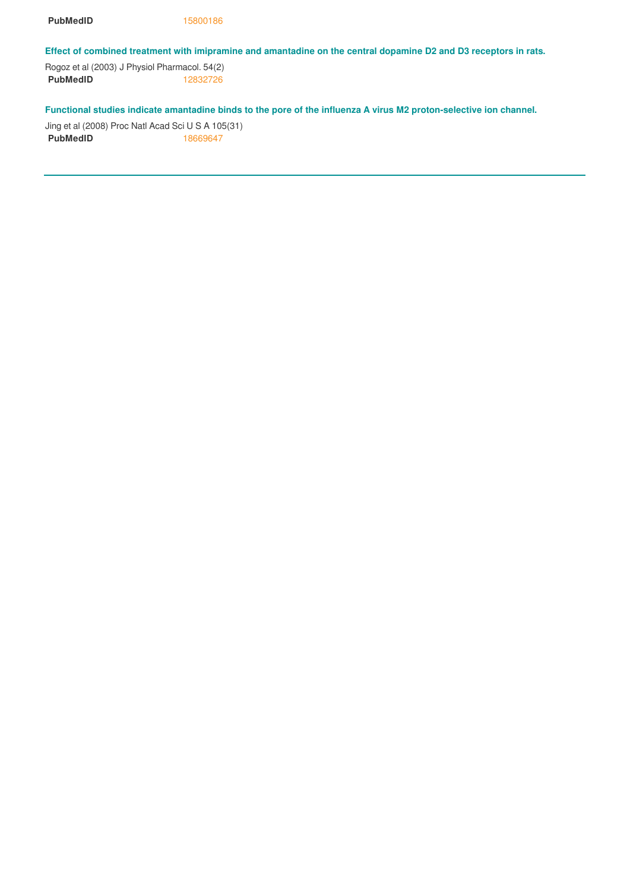**PubMedID** 15800186

**Effect of combined treatment with imipramine and amantadine on the central dopamine D2 and D3 receptors in rats.**

Rogoz et al (2003) J Physiol Pharmacol. 54(2)

**PubMedID** 12832726

**Functional studies indicate amantadine binds to the pore of the influenza A virus M2 proton-selective ion channel.**

Jing et al (2008) Proc Natl Acad Sci U S A 105(31)

**PubMedID** 18669647